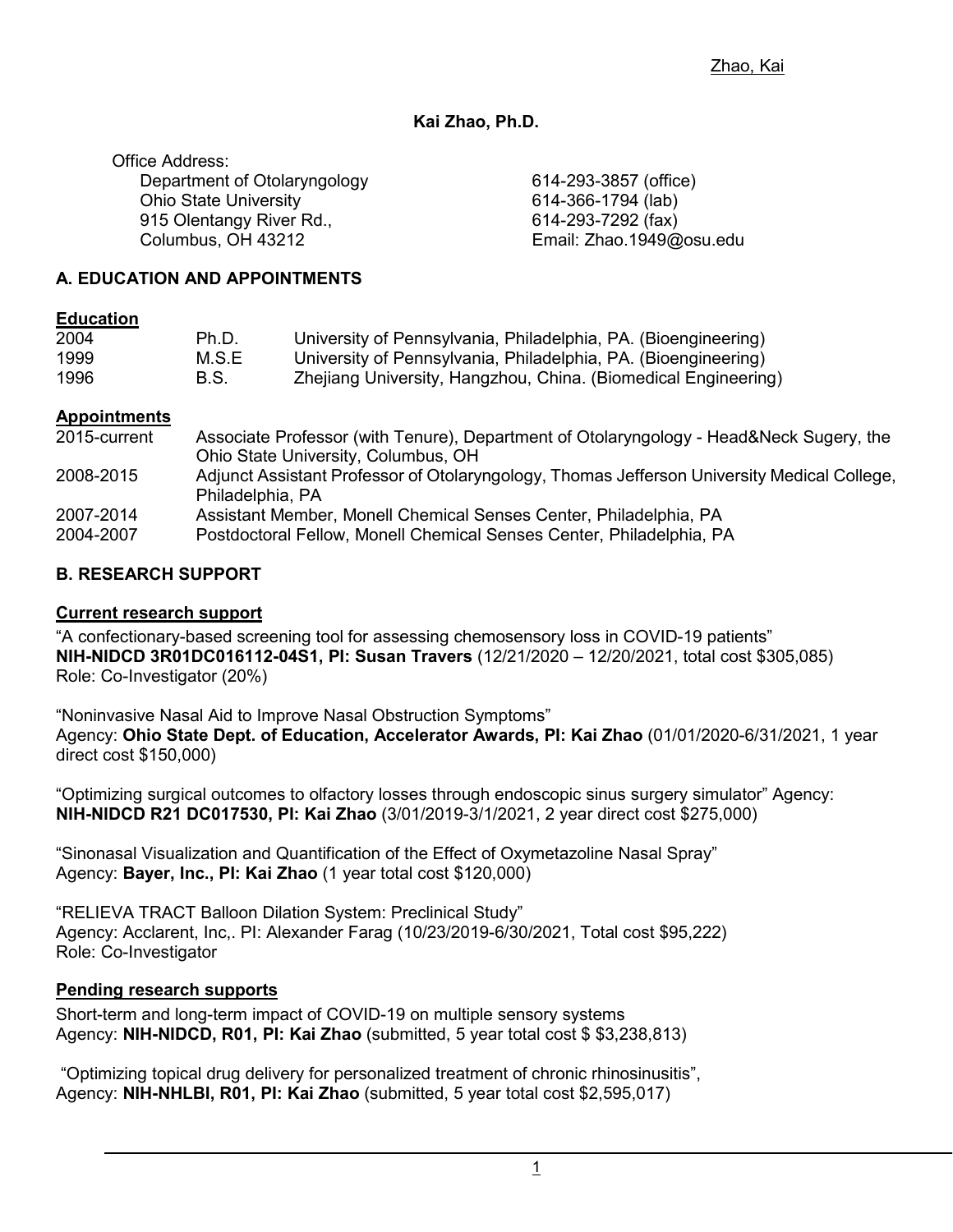# Kai Zhao, Ph.D.

Office Address:
Department of Otolaryngology
Ohio State University
915 Olentangy River Rd.,
Columbus, OH 43212

614-293-3857 (office)
614-366-1794 (lab)
614-293-7292 (fax)
Email: Zhao.1949@osu.edu

## A. EDUCATION AND APPOINTMENTS

### Education

| | | |
|---|---|---|
| 2004 | Ph.D. | University of Pennsylvania, Philadelphia, PA. (Bioengineering) |
| 1999 | M.S.E | University of Pennsylvania, Philadelphia, PA. (Bioengineering) |
| 1996 | B.S. | Zhejiang University, Hangzhou, China. (Biomedical Engineering) |

### Appointments

| | |
|---|---|
| 2015-current | Associate Professor (with Tenure), Department of Otolaryngology - Head&Neck Sugery, the Ohio State University, Columbus, OH |
| 2008-2015 | Adjunct Assistant Professor of Otolaryngology, Thomas Jefferson University Medical College, Philadelphia, PA |
| 2007-2014 | Assistant Member, Monell Chemical Senses Center, Philadelphia, PA |
| 2004-2007 | Postdoctoral Fellow, Monell Chemical Senses Center, Philadelphia, PA |

## B. RESEARCH SUPPORT

### Current research support

"A confectionary-based screening tool for assessing chemosensory loss in COVID-19 patients"
**NIH-NIDCD 3R01DC016112-04S1, PI: Susan Travers** (12/21/2020 – 12/20/2021, total cost $305,085)
Role: Co-Investigator (20%)

"Noninvasive Nasal Aid to Improve Nasal Obstruction Symptoms"
Agency: **Ohio State Dept. of Education, Accelerator Awards, PI: Kai Zhao** (01/01/2020-6/31/2021, 1 year direct cost $150,000)

"Optimizing surgical outcomes to olfactory losses through endoscopic sinus surgery simulator" Agency: **NIH-NIDCD R21 DC017530, PI: Kai Zhao** (3/01/2019-3/1/2021, 2 year direct cost $275,000)

"Sinonasal Visualization and Quantification of the Effect of Oxymetazoline Nasal Spray"
Agency: **Bayer, Inc., PI: Kai Zhao** (1 year total cost $120,000)

"RELIEVA TRACT Balloon Dilation System: Preclinical Study"
Agency: Acclarent, Inc,. PI: Alexander Farag (10/23/2019-6/30/2021, Total cost $95,222)
Role: Co-Investigator

### Pending research supports

Short-term and long-term impact of COVID-19 on multiple sensory systems
Agency: **NIH-NIDCD, R01, PI: Kai Zhao** (submitted, 5 year total cost $ $3,238,813)

"Optimizing topical drug delivery for personalized treatment of chronic rhinosinusitis",
Agency: **NIH-NHLBI, R01, PI: Kai Zhao** (submitted, 5 year total cost $2,595,017)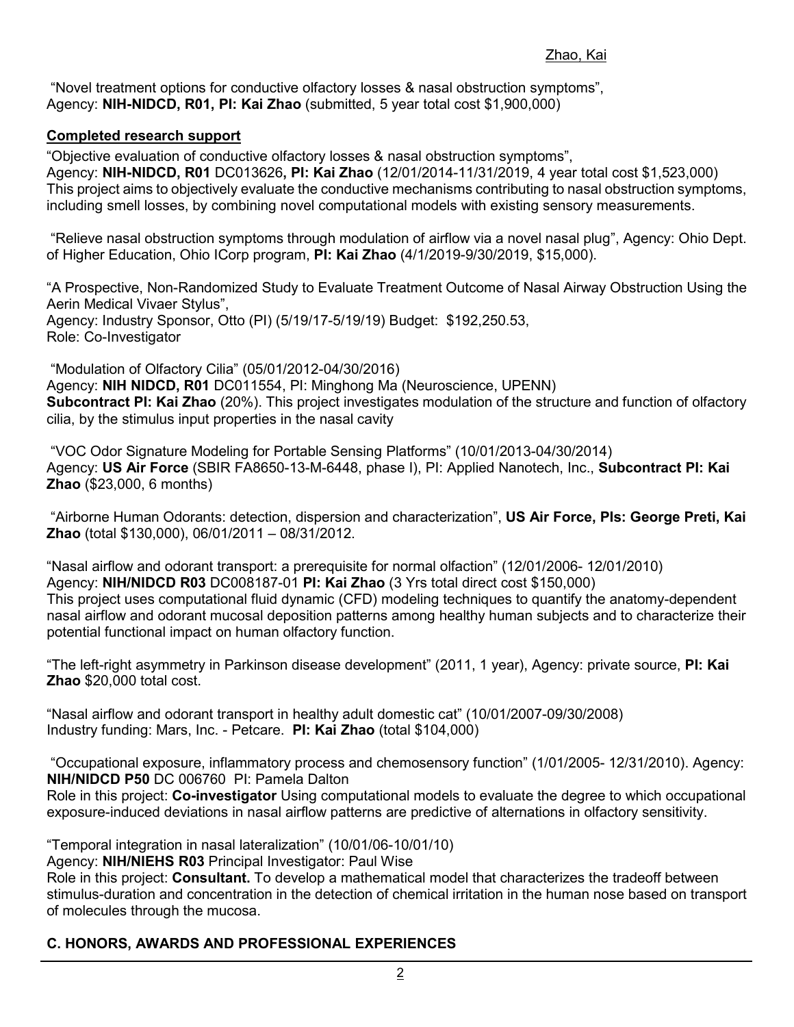"Novel treatment options for conductive olfactory losses & nasal obstruction symptoms",
Agency: **NIH-NIDCD, R01, PI: Kai Zhao** (submitted, 5 year total cost $1,900,000)

**Completed research support**

"Objective evaluation of conductive olfactory losses & nasal obstruction symptoms",
Agency: **NIH-NIDCD, R01** DC013626**, PI: Kai Zhao** (12/01/2014-11/31/2019, 4 year total cost $1,523,000)
This project aims to objectively evaluate the conductive mechanisms contributing to nasal obstruction symptoms, including smell losses, by combining novel computational models with existing sensory measurements.

"Relieve nasal obstruction symptoms through modulation of airflow via a novel nasal plug", Agency: Ohio Dept. of Higher Education, Ohio ICorp program, **PI: Kai Zhao** (4/1/2019-9/30/2019, $15,000).

"A Prospective, Non-Randomized Study to Evaluate Treatment Outcome of Nasal Airway Obstruction Using the Aerin Medical Vivaer Stylus",
Agency: Industry Sponsor, Otto (PI) (5/19/17-5/19/19) Budget: $192,250.53,
Role: Co-Investigator

"Modulation of Olfactory Cilia" (05/01/2012-04/30/2016)
Agency: **NIH NIDCD, R01** DC011554, PI: Minghong Ma (Neuroscience, UPENN)
**Subcontract PI: Kai Zhao** (20%). This project investigates modulation of the structure and function of olfactory cilia, by the stimulus input properties in the nasal cavity

"VOC Odor Signature Modeling for Portable Sensing Platforms" (10/01/2013-04/30/2014)
Agency: **US Air Force** (SBIR FA8650-13-M-6448, phase I), PI: Applied Nanotech, Inc., **Subcontract PI: Kai Zhao** ($23,000, 6 months)

"Airborne Human Odorants: detection, dispersion and characterization", **US Air Force, PIs: George Preti, Kai Zhao** (total $130,000), 06/01/2011 – 08/31/2012.

"Nasal airflow and odorant transport: a prerequisite for normal olfaction" (12/01/2006- 12/01/2010)
Agency: **NIH/NIDCD R03** DC008187-01 **PI: Kai Zhao** (3 Yrs total direct cost $150,000)
This project uses computational fluid dynamic (CFD) modeling techniques to quantify the anatomy-dependent nasal airflow and odorant mucosal deposition patterns among healthy human subjects and to characterize their potential functional impact on human olfactory function.

"The left-right asymmetry in Parkinson disease development" (2011, 1 year), Agency: private source, **PI: Kai Zhao** $20,000 total cost.

"Nasal airflow and odorant transport in healthy adult domestic cat" (10/01/2007-09/30/2008)
Industry funding: Mars, Inc. - Petcare. **PI: Kai Zhao** (total $104,000)

"Occupational exposure, inflammatory process and chemosensory function" (1/01/2005- 12/31/2010). Agency: **NIH/NIDCD P50** DC 006760 PI: Pamela Dalton
Role in this project: **Co-investigator** Using computational models to evaluate the degree to which occupational exposure-induced deviations in nasal airflow patterns are predictive of alternations in olfactory sensitivity.

"Temporal integration in nasal lateralization" (10/01/06-10/01/10)
Agency: **NIH/NIEHS R03** Principal Investigator: Paul Wise
Role in this project: **Consultant.** To develop a mathematical model that characterizes the tradeoff between stimulus-duration and concentration in the detection of chemical irritation in the human nose based on transport of molecules through the mucosa.

## C. HONORS, AWARDS AND PROFESSIONAL EXPERIENCES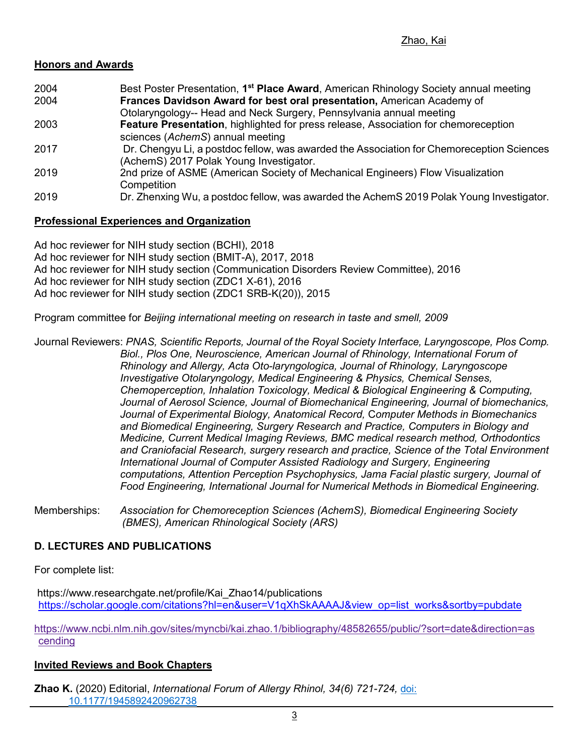## Honors and Awards

| | |
|---|---|
| 2004 | Best Poster Presentation, **1st Place Award**, American Rhinology Society annual meeting |
| 2004 | **Frances Davidson Award for best oral presentation,** American Academy of Otolaryngology-- Head and Neck Surgery, Pennsylvania annual meeting |
| 2003 | **Feature Presentation**, highlighted for press release, Association for chemoreception sciences (*AchemS*) annual meeting |
| 2017 | Dr. Chengyu Li, a postdoc fellow, was awarded the Association for Chemoreception Sciences (AchemS) 2017 Polak Young Investigator. |
| 2019 | 2nd prize of ASME (American Society of Mechanical Engineers) Flow Visualization Competition |
| 2019 | Dr. Zhenxing Wu, a postdoc fellow, was awarded the AchemS 2019 Polak Young Investigator. |

## Professional Experiences and Organization

Ad hoc reviewer for NIH study section (BCHI), 2018
Ad hoc reviewer for NIH study section (BMIT-A), 2017, 2018
Ad hoc reviewer for NIH study section (Communication Disorders Review Committee), 2016
Ad hoc reviewer for NIH study section (ZDC1 X-61), 2016
Ad hoc reviewer for NIH study section (ZDC1 SRB-K(20)), 2015

Program committee for *Beijing international meeting on research in taste and smell, 2009*

Journal Reviewers: *PNAS, Scientific Reports, Journal of the Royal Society Interface, Laryngoscope, Plos Comp. Biol., Plos One, Neuroscience, American Journal of Rhinology, International Forum of Rhinology and Allergy, Acta Oto-laryngologica, Journal of Rhinology, Laryngoscope Investigative Otolaryngology, Medical Engineering & Physics, Chemical Senses, Chemoperception, Inhalation Toxicology, Medical & Biological Engineering & Computing, Journal of Aerosol Science, Journal of Biomechanical Engineering, Journal of biomechanics, Journal of Experimental Biology, Anatomical Record,* Computer Methods in Biomechanics and Biomedical Engineering, *Surgery Research and Practice, Computers in Biology and Medicine, Current Medical Imaging Reviews, BMC medical research method, Orthodontics and Craniofacial Research, surgery research and practice, Science of the Total Environment International Journal of Computer Assisted Radiology and Surgery, Engineering computations, Attention Perception Psychophysics, Jama Facial plastic surgery, Journal of Food Engineering, International Journal for Numerical Methods in Biomedical Engineering.*

Memberships: *Association for Chemoreception Sciences (AchemS), Biomedical Engineering Society (BMES), American Rhinological Society (ARS)*

## D. LECTURES AND PUBLICATIONS

For complete list:

https://www.researchgate.net/profile/Kai_Zhao14/publications
https://scholar.google.com/citations?hl=en&user=V1qXhSkAAAAJ&view_op=list_works&sortby=pubdate

https://www.ncbi.nlm.nih.gov/sites/myncbi/kai.zhao.1/bibliography/48582655/public/?sort=date&direction=ascending

## Invited Reviews and Book Chapters

**Zhao K.** (2020) Editorial, *International Forum of Allergy Rhinol, 34(6) 721-724,* doi: 10.1177/1945892420962738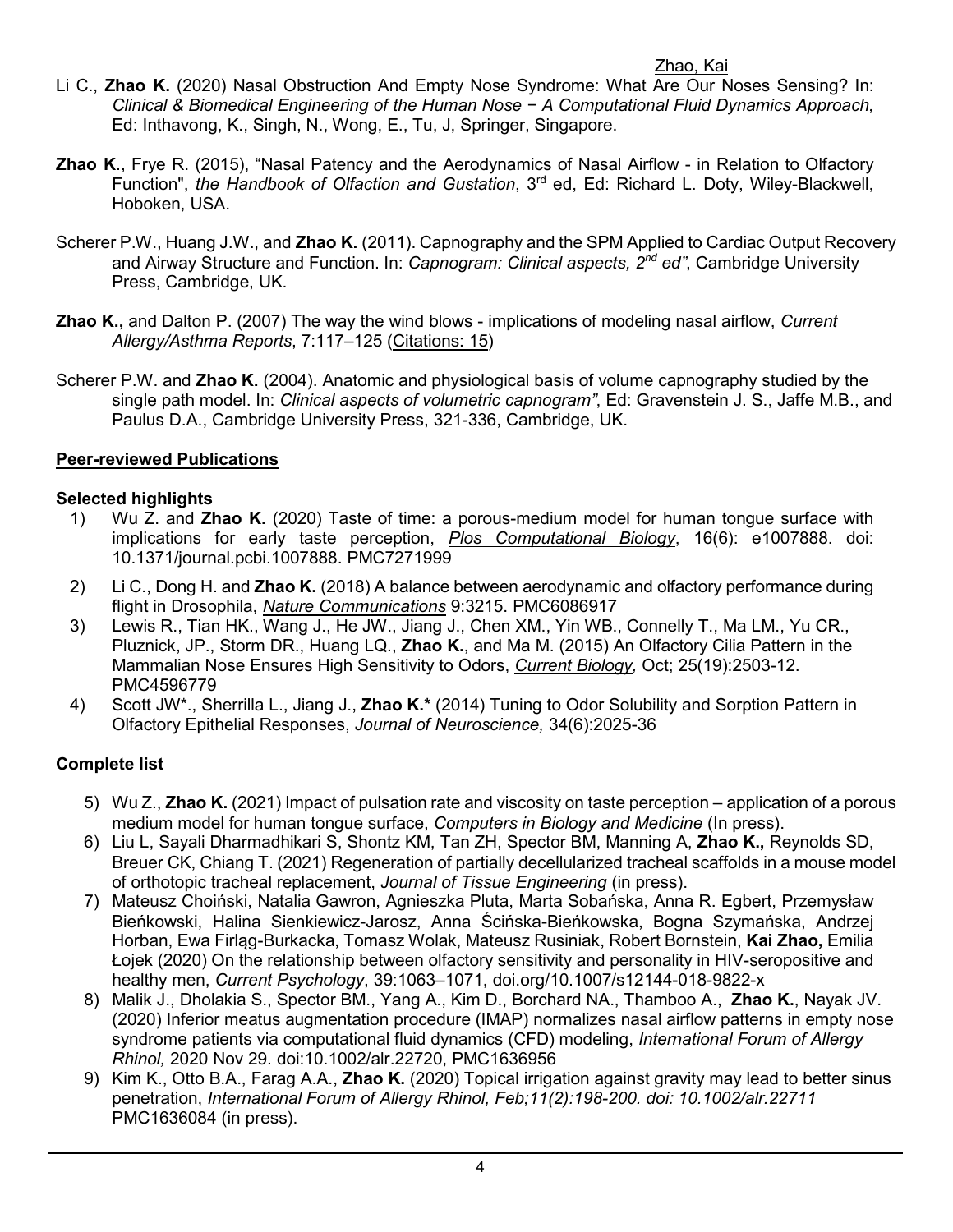Li C., **Zhao K.** (2020) Nasal Obstruction And Empty Nose Syndrome: What Are Our Noses Sensing? In: *Clinical & Biomedical Engineering of the Human Nose − A Computational Fluid Dynamics Approach,* Ed: Inthavong, K., Singh, N., Wong, E., Tu, J, Springer, Singapore.

**Zhao K**., Frye R. (2015), "Nasal Patency and the Aerodynamics of Nasal Airflow - in Relation to Olfactory Function", *the Handbook of Olfaction and Gustation*, 3rd ed, Ed: Richard L. Doty, Wiley-Blackwell, Hoboken, USA.

Scherer P.W., Huang J.W., and **Zhao K.** (2011). Capnography and the SPM Applied to Cardiac Output Recovery and Airway Structure and Function. In: *Capnogram: Clinical aspects, 2nd ed"*, Cambridge University Press, Cambridge, UK.

**Zhao K.,** and Dalton P. (2007) The way the wind blows - implications of modeling nasal airflow, *Current Allergy/Asthma Reports*, 7:117–125 (Citations: 15)

Scherer P.W. and **Zhao K.** (2004). Anatomic and physiological basis of volume capnography studied by the single path model. In: *Clinical aspects of volumetric capnogram"*, Ed: Gravenstein J. S., Jaffe M.B., and Paulus D.A., Cambridge University Press, 321-336, Cambridge, UK.

## Peer-reviewed Publications

### Selected highlights

1) Wu Z. and **Zhao K.** (2020) Taste of time: a porous-medium model for human tongue surface with implications for early taste perception, *Plos Computational Biology*, 16(6): e1007888. doi: 10.1371/journal.pcbi.1007888. PMC7271999
2) Li C., Dong H. and **Zhao K.** (2018) A balance between aerodynamic and olfactory performance during flight in Drosophila, *Nature Communications* 9:3215. PMC6086917
3) Lewis R., Tian HK., Wang J., He JW., Jiang J., Chen XM., Yin WB., Connelly T., Ma LM., Yu CR., Pluznick, JP., Storm DR., Huang LQ., **Zhao K.**, and Ma M. (2015) An Olfactory Cilia Pattern in the Mammalian Nose Ensures High Sensitivity to Odors, *Current Biology,* Oct; 25(19):2503-12. PMC4596779
4) Scott JW*., Sherrilla L., Jiang J., **Zhao K.*** (2014) Tuning to Odor Solubility and Sorption Pattern in Olfactory Epithelial Responses, *Journal of Neuroscience,* 34(6):2025-36

### Complete list

5) Wu Z., **Zhao K.** (2021) Impact of pulsation rate and viscosity on taste perception – application of a porous medium model for human tongue surface, *Computers in Biology and Medicine* (In press).
6) Liu L, Sayali Dharmadhikari S, Shontz KM, Tan ZH, Spector BM, Manning A, **Zhao K.,** Reynolds SD, Breuer CK, Chiang T. (2021) Regeneration of partially decellularized tracheal scaffolds in a mouse model of orthotopic tracheal replacement, *Journal of Tissue Engineering* (in press).
7) Mateusz Choiński, Natalia Gawron, Agnieszka Pluta, Marta Sobańska, Anna R. Egbert, Przemysław Bieńkowski, Halina Sienkiewicz-Jarosz, Anna Ścińska-Bieńkowska, Bogna Szymańska, Andrzej Horban, Ewa Firląg-Burkacka, Tomasz Wolak, Mateusz Rusiniak, Robert Bornstein, **Kai Zhao,** Emilia Łojek (2020) On the relationship between olfactory sensitivity and personality in HIV-seropositive and healthy men, *Current Psychology*, 39:1063–1071, doi.org/10.1007/s12144-018-9822-x
8) Malik J., Dholakia S., Spector BM., Yang A., Kim D., Borchard NA., Thamboo A., **Zhao K.**, Nayak JV. (2020) Inferior meatus augmentation procedure (IMAP) normalizes nasal airflow patterns in empty nose syndrome patients via computational fluid dynamics (CFD) modeling, *International Forum of Allergy Rhinol,* 2020 Nov 29. doi:10.1002/alr.22720, PMC1636956
9) Kim K., Otto B.A., Farag A.A., **Zhao K.** (2020) Topical irrigation against gravity may lead to better sinus penetration, *International Forum of Allergy Rhinol, Feb;11(2):198-200. doi: 10.1002/alr.22711* PMC1636084 (in press).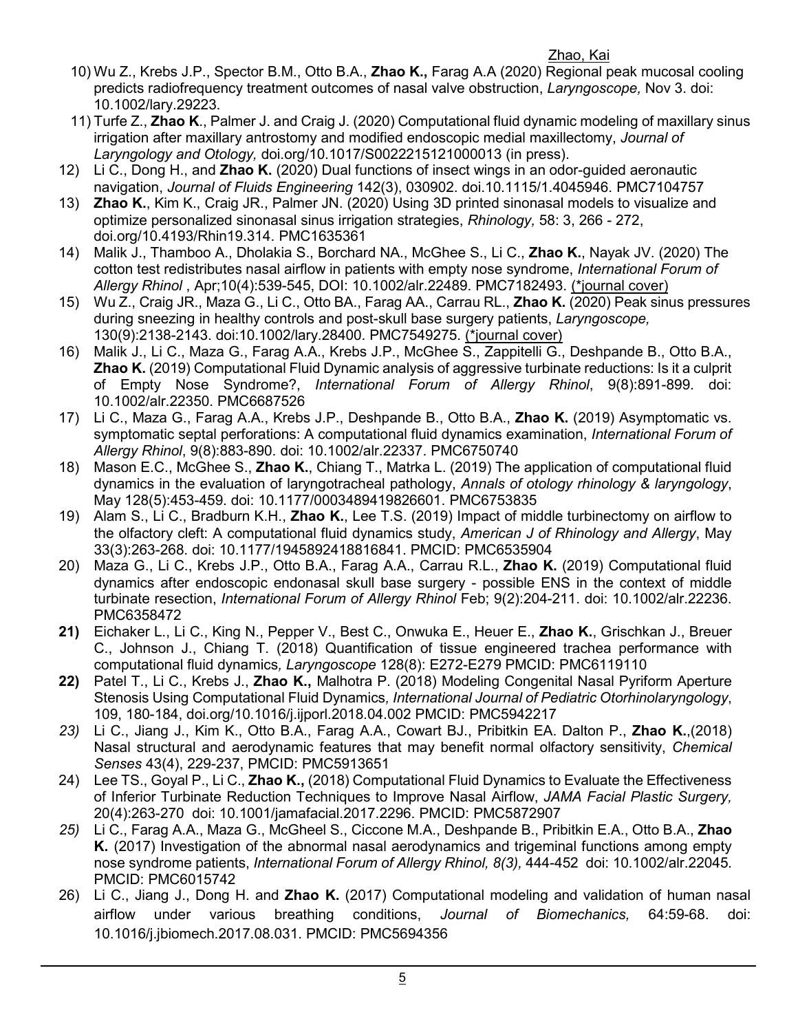10) Wu Z., Krebs J.P., Spector B.M., Otto B.A., **Zhao K.,** Farag A.A (2020) Regional peak mucosal cooling predicts radiofrequency treatment outcomes of nasal valve obstruction, *Laryngoscope,* Nov 3. doi: 10.1002/lary.29223.

11) Turfe Z., **Zhao K**., Palmer J. and Craig J. (2020) Computational fluid dynamic modeling of maxillary sinus irrigation after maxillary antrostomy and modified endoscopic medial maxillectomy, *Journal of Laryngology and Otology,* doi.org/10.1017/S0022215121000013 (in press).

12) Li C., Dong H., and **Zhao K.** (2020) Dual functions of insect wings in an odor-guided aeronautic navigation, *Journal of Fluids Engineering* 142(3), 030902. doi.10.1115/1.4045946. PMC7104757

13) **Zhao K.**, Kim K., Craig JR., Palmer JN. (2020) Using 3D printed sinonasal models to visualize and optimize personalized sinonasal sinus irrigation strategies, *Rhinology,* 58: 3, 266 - 272, doi.org/10.4193/Rhin19.314. PMC1635361

14) Malik J., Thamboo A., Dholakia S., Borchard NA., McGhee S., Li C., **Zhao K.**, Nayak JV. (2020) The cotton test redistributes nasal airflow in patients with empty nose syndrome, *International Forum of Allergy Rhinol* , Apr;10(4):539-545, DOI: 10.1002/alr.22489. PMC7182493. (*journal cover)

15) Wu Z., Craig JR., Maza G., Li C., Otto BA., Farag AA., Carrau RL., **Zhao K.** (2020) Peak sinus pressures during sneezing in healthy controls and post-skull base surgery patients, *Laryngoscope,* 130(9):2138-2143. doi:10.1002/lary.28400. PMC7549275. (*journal cover)

16) Malik J., Li C., Maza G., Farag A.A., Krebs J.P., McGhee S., Zappitelli G., Deshpande B., Otto B.A., **Zhao K.** (2019) Computational Fluid Dynamic analysis of aggressive turbinate reductions: Is it a culprit of Empty Nose Syndrome?, *International Forum of Allergy Rhinol*, 9(8):891-899. doi: 10.1002/alr.22350. PMC6687526

17) Li C., Maza G., Farag A.A., Krebs J.P., Deshpande B., Otto B.A., **Zhao K.** (2019) Asymptomatic vs. symptomatic septal perforations: A computational fluid dynamics examination, *International Forum of Allergy Rhinol*, 9(8):883-890. doi: 10.1002/alr.22337. PMC6750740

18) Mason E.C., McGhee S., **Zhao K.**, Chiang T., Matrka L. (2019) The application of computational fluid dynamics in the evaluation of laryngotracheal pathology, *Annals of otology rhinology & laryngology*, May 128(5):453-459. doi: 10.1177/0003489419826601. PMC6753835

19) Alam S., Li C., Bradburn K.H., **Zhao K.**, Lee T.S. (2019) Impact of middle turbinectomy on airflow to the olfactory cleft: A computational fluid dynamics study, *American J of Rhinology and Allergy*, May 33(3):263-268. doi: 10.1177/1945892418816841. PMCID: PMC6535904

20) Maza G., Li C., Krebs J.P., Otto B.A., Farag A.A., Carrau R.L., **Zhao K.** (2019) Computational fluid dynamics after endoscopic endonasal skull base surgery - possible ENS in the context of middle turbinate resection, *International Forum of Allergy Rhinol* Feb; 9(2):204-211. doi: 10.1002/alr.22236. PMC6358472

**21)** Eichaker L., Li C., King N., Pepper V., Best C., Onwuka E., Heuer E., **Zhao K.**, Grischkan J., Breuer C., Johnson J., Chiang T. (2018) Quantification of tissue engineered trachea performance with computational fluid dynamics*, Laryngoscope* 128(8): E272-E279 PMCID: PMC6119110

**22)** Patel T., Li C., Krebs J., **Zhao K.,** Malhotra P. (2018) Modeling Congenital Nasal Pyriform Aperture Stenosis Using Computational Fluid Dynamics*, International Journal of Pediatric Otorhinolaryngology*, 109, 180-184, doi.org/10.1016/j.ijporl.2018.04.002 PMCID: PMC5942217

*23)* Li C., Jiang J., Kim K., Otto B.A., Farag A.A., Cowart BJ., Pribitkin EA. Dalton P., **Zhao K.**,(2018) Nasal structural and aerodynamic features that may benefit normal olfactory sensitivity, *Chemical Senses* 43(4), 229-237, PMCID: PMC5913651

24) Lee TS., Goyal P., Li C., **Zhao K.,** (2018) Computational Fluid Dynamics to Evaluate the Effectiveness of Inferior Turbinate Reduction Techniques to Improve Nasal Airflow, *JAMA Facial Plastic Surgery,* 20(4):263-270 doi: 10.1001/jamafacial.2017.2296. PMCID: PMC5872907

*25)* Li C., Farag A.A., Maza G., McGheel S., Ciccone M.A., Deshpande B., Pribitkin E.A., Otto B.A., **Zhao K.** (2017) Investigation of the abnormal nasal aerodynamics and trigeminal functions among empty nose syndrome patients, *International Forum of Allergy Rhinol, 8(3),* 444-452 doi: 10.1002/alr.22045. PMCID: PMC6015742

26) Li C., Jiang J., Dong H. and **Zhao K.** (2017) Computational modeling and validation of human nasal airflow under various breathing conditions, *Journal of Biomechanics,* 64:59-68. doi: 10.1016/j.jbiomech.2017.08.031. PMCID: PMC5694356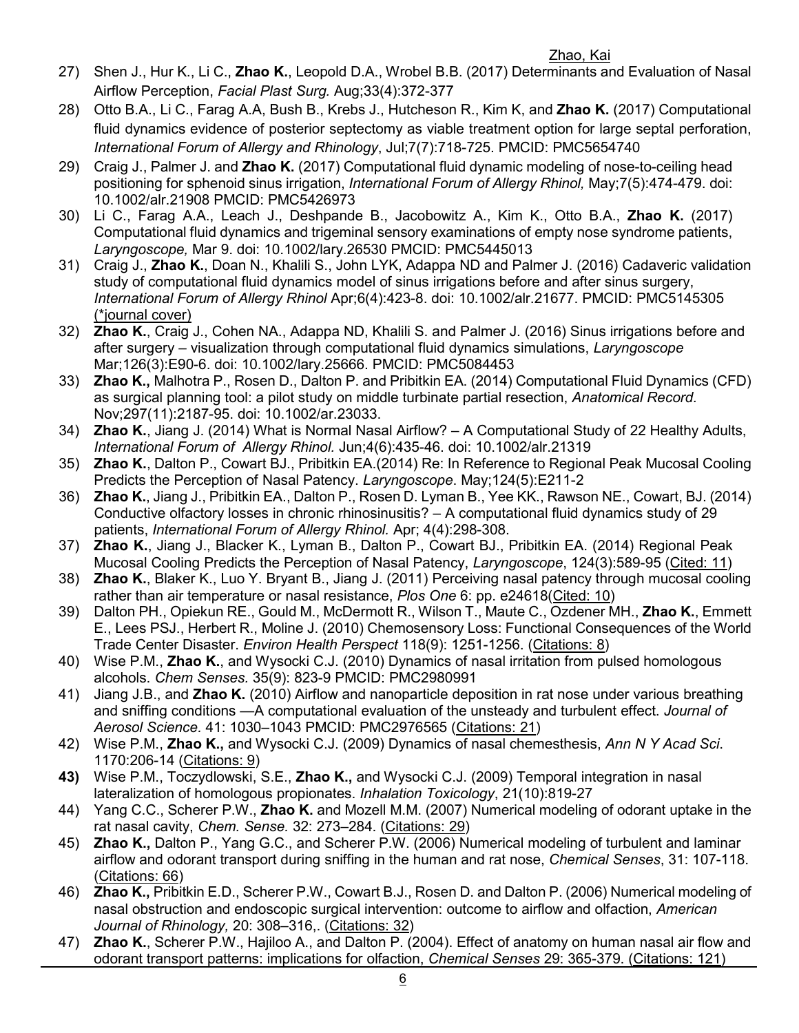27) Shen J., Hur K., Li C., **Zhao K.**, Leopold D.A., Wrobel B.B. (2017) Determinants and Evaluation of Nasal Airflow Perception, *Facial Plast Surg.* Aug;33(4):372-377

28) Otto B.A., Li C., Farag A.A, Bush B., Krebs J., Hutcheson R., Kim K, and **Zhao K.** (2017) Computational fluid dynamics evidence of posterior septectomy as viable treatment option for large septal perforation, *International Forum of Allergy and Rhinology*, Jul;7(7):718-725. PMCID: PMC5654740

29) Craig J., Palmer J. and **Zhao K.** (2017) Computational fluid dynamic modeling of nose-to-ceiling head positioning for sphenoid sinus irrigation, *International Forum of Allergy Rhinol,* May;7(5):474-479. doi: 10.1002/alr.21908 PMCID: PMC5426973

30) Li C., Farag A.A., Leach J., Deshpande B., Jacobowitz A., Kim K., Otto B.A., **Zhao K.** (2017) Computational fluid dynamics and trigeminal sensory examinations of empty nose syndrome patients, *Laryngoscope,* Mar 9. doi: 10.1002/lary.26530 PMCID: PMC5445013

31) Craig J., **Zhao K.**, Doan N., Khalili S., John LYK, Adappa ND and Palmer J. (2016) Cadaveric validation study of computational fluid dynamics model of sinus irrigations before and after sinus surgery, *International Forum of Allergy Rhinol* Apr;6(4):423-8. doi: 10.1002/alr.21677. PMCID: PMC5145305 (*journal cover)

32) **Zhao K.**, Craig J., Cohen NA., Adappa ND, Khalili S. and Palmer J. (2016) Sinus irrigations before and after surgery – visualization through computational fluid dynamics simulations, *Laryngoscope* Mar;126(3):E90-6. doi: 10.1002/lary.25666. PMCID: PMC5084453

33) **Zhao K.,** Malhotra P., Rosen D., Dalton P. and Pribitkin EA. (2014) Computational Fluid Dynamics (CFD) as surgical planning tool: a pilot study on middle turbinate partial resection, *Anatomical Record.* Nov;297(11):2187-95. doi: 10.1002/ar.23033.

34) **Zhao K.**, Jiang J. (2014) What is Normal Nasal Airflow? – A Computational Study of 22 Healthy Adults, *International Forum of Allergy Rhinol.* Jun;4(6):435-46. doi: 10.1002/alr.21319

35) **Zhao K.**, Dalton P., Cowart BJ., Pribitkin EA.(2014) Re: In Reference to Regional Peak Mucosal Cooling Predicts the Perception of Nasal Patency. *Laryngoscope*. May;124(5):E211-2

36) **Zhao K.**, Jiang J., Pribitkin EA., Dalton P., Rosen D. Lyman B., Yee KK., Rawson NE., Cowart, BJ. (2014) Conductive olfactory losses in chronic rhinosinusitis? – A computational fluid dynamics study of 29 patients, *International Forum of Allergy Rhinol.* Apr; 4(4):298-308.

37) **Zhao K.**, Jiang J., Blacker K., Lyman B., Dalton P., Cowart BJ., Pribitkin EA. (2014) Regional Peak Mucosal Cooling Predicts the Perception of Nasal Patency, *Laryngoscope*, 124(3):589-95 (Cited: 11)

38) **Zhao K.**, Blaker K., Luo Y. Bryant B., Jiang J. (2011) Perceiving nasal patency through mucosal cooling rather than air temperature or nasal resistance, *Plos One* 6: pp. e24618(Cited: 10)

39) Dalton PH., Opiekun RE., Gould M., McDermott R., Wilson T., Maute C., Ozdener MH., **Zhao K.**, Emmett E., Lees PSJ., Herbert R., Moline J. (2010) Chemosensory Loss: Functional Consequences of the World Trade Center Disaster. *Environ Health Perspect* 118(9): 1251-1256. (Citations: 8)

40) Wise P.M., **Zhao K.**, and Wysocki C.J. (2010) Dynamics of nasal irritation from pulsed homologous alcohols. *Chem Senses.* 35(9): 823-9 PMCID: PMC2980991

41) Jiang J.B., and **Zhao K.** (2010) Airflow and nanoparticle deposition in rat nose under various breathing and sniffing conditions —A computational evaluation of the unsteady and turbulent effect. *Journal of Aerosol Science.* 41: 1030–1043 PMCID: PMC2976565 (Citations: 21)

42) Wise P.M., **Zhao K.,** and Wysocki C.J. (2009) Dynamics of nasal chemesthesis, *Ann N Y Acad Sci*. 1170:206-14 (Citations: 9)

**43)** Wise P.M., Toczydlowski, S.E., **Zhao K.,** and Wysocki C.J. (2009) Temporal integration in nasal lateralization of homologous propionates. *Inhalation Toxicology*, 21(10):819-27

44) Yang C.C., Scherer P.W., **Zhao K.** and Mozell M.M. (2007) Numerical modeling of odorant uptake in the rat nasal cavity, *Chem. Sense.* 32: 273–284. (Citations: 29)

45) **Zhao K.,** Dalton P., Yang G.C., and Scherer P.W. (2006) Numerical modeling of turbulent and laminar airflow and odorant transport during sniffing in the human and rat nose, *Chemical Senses*, 31: 107-118. (Citations: 66)

46) **Zhao K.,** Pribitkin E.D., Scherer P.W., Cowart B.J., Rosen D. and Dalton P. (2006) Numerical modeling of nasal obstruction and endoscopic surgical intervention: outcome to airflow and olfaction, *American Journal of Rhinology,* 20: 308–316,. (Citations: 32)

47) **Zhao K.**, Scherer P.W., Hajiloo A., and Dalton P. (2004). Effect of anatomy on human nasal air flow and odorant transport patterns: implications for olfaction, *Chemical Senses* 29: 365-379. (Citations: 121)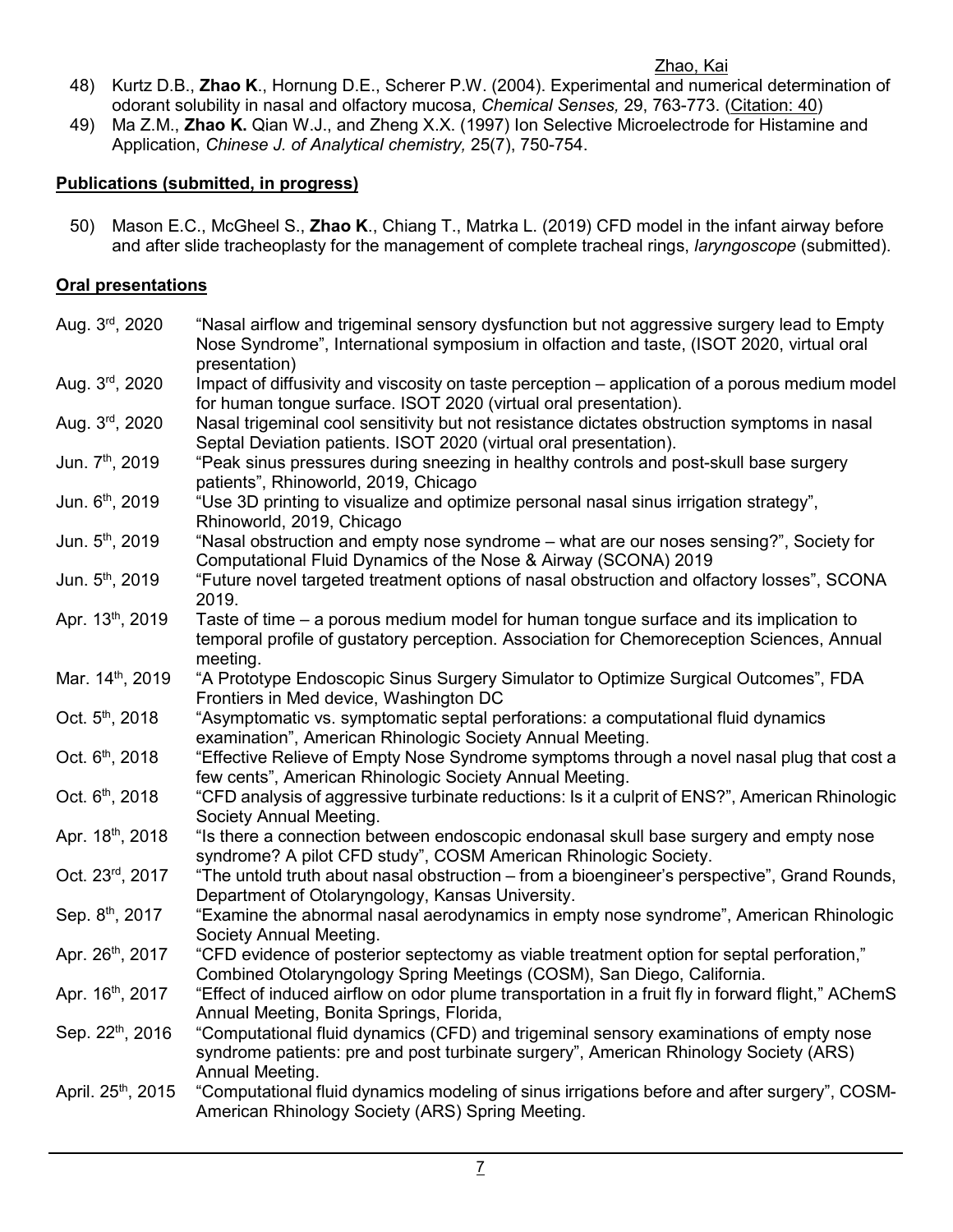48) Kurtz D.B., **Zhao K**., Hornung D.E., Scherer P.W. (2004). Experimental and numerical determination of odorant solubility in nasal and olfactory mucosa, *Chemical Senses,* 29, 763-773. (Citation: 40)

49) Ma Z.M., **Zhao K.** Qian W.J., and Zheng X.X. (1997) Ion Selective Microelectrode for Histamine and Application, *Chinese J. of Analytical chemistry,* 25(7), 750-754.

## Publications (submitted, in progress)

50) Mason E.C., McGheel S., **Zhao K**., Chiang T., Matrka L. (2019) CFD model in the infant airway before and after slide tracheoplasty for the management of complete tracheal rings, *laryngoscope* (submitted).

## Oral presentations

Aug. 3rd, 2020 — "Nasal airflow and trigeminal sensory dysfunction but not aggressive surgery lead to Empty Nose Syndrome", International symposium in olfaction and taste, (ISOT 2020, virtual oral presentation)

Aug. 3rd, 2020 — Impact of diffusivity and viscosity on taste perception – application of a porous medium model for human tongue surface. ISOT 2020 (virtual oral presentation).

Aug. 3rd, 2020 — Nasal trigeminal cool sensitivity but not resistance dictates obstruction symptoms in nasal Septal Deviation patients. ISOT 2020 (virtual oral presentation).

Jun. 7th, 2019 — "Peak sinus pressures during sneezing in healthy controls and post-skull base surgery patients", Rhinoworld, 2019, Chicago

Jun. 6th, 2019 — "Use 3D printing to visualize and optimize personal nasal sinus irrigation strategy", Rhinoworld, 2019, Chicago

Jun. 5th, 2019 — "Nasal obstruction and empty nose syndrome – what are our noses sensing?", Society for Computational Fluid Dynamics of the Nose & Airway (SCONA) 2019

Jun. 5th, 2019 — "Future novel targeted treatment options of nasal obstruction and olfactory losses", SCONA 2019.

Apr. 13th, 2019 — Taste of time – a porous medium model for human tongue surface and its implication to temporal profile of gustatory perception. Association for Chemoreception Sciences, Annual meeting.

Mar. 14th, 2019 — "A Prototype Endoscopic Sinus Surgery Simulator to Optimize Surgical Outcomes", FDA Frontiers in Med device, Washington DC

Oct. 5th, 2018 — "Asymptomatic vs. symptomatic septal perforations: a computational fluid dynamics examination", American Rhinologic Society Annual Meeting.

Oct. 6th, 2018 — "Effective Relieve of Empty Nose Syndrome symptoms through a novel nasal plug that cost a few cents", American Rhinologic Society Annual Meeting.

Oct. 6th, 2018 — "CFD analysis of aggressive turbinate reductions: Is it a culprit of ENS?", American Rhinologic Society Annual Meeting.

Apr. 18th, 2018 — "Is there a connection between endoscopic endonasal skull base surgery and empty nose syndrome? A pilot CFD study", COSM American Rhinologic Society.

Oct. 23rd, 2017 — "The untold truth about nasal obstruction – from a bioengineer's perspective", Grand Rounds, Department of Otolaryngology, Kansas University.

Sep. 8th, 2017 — "Examine the abnormal nasal aerodynamics in empty nose syndrome", American Rhinologic Society Annual Meeting.

Apr. 26th, 2017 — "CFD evidence of posterior septectomy as viable treatment option for septal perforation," Combined Otolaryngology Spring Meetings (COSM), San Diego, California.

Apr. 16th, 2017 — "Effect of induced airflow on odor plume transportation in a fruit fly in forward flight," AChemS Annual Meeting, Bonita Springs, Florida,

Sep. 22th, 2016 — "Computational fluid dynamics (CFD) and trigeminal sensory examinations of empty nose syndrome patients: pre and post turbinate surgery", American Rhinology Society (ARS) Annual Meeting.

April. 25th, 2015 — "Computational fluid dynamics modeling of sinus irrigations before and after surgery", COSM-American Rhinology Society (ARS) Spring Meeting.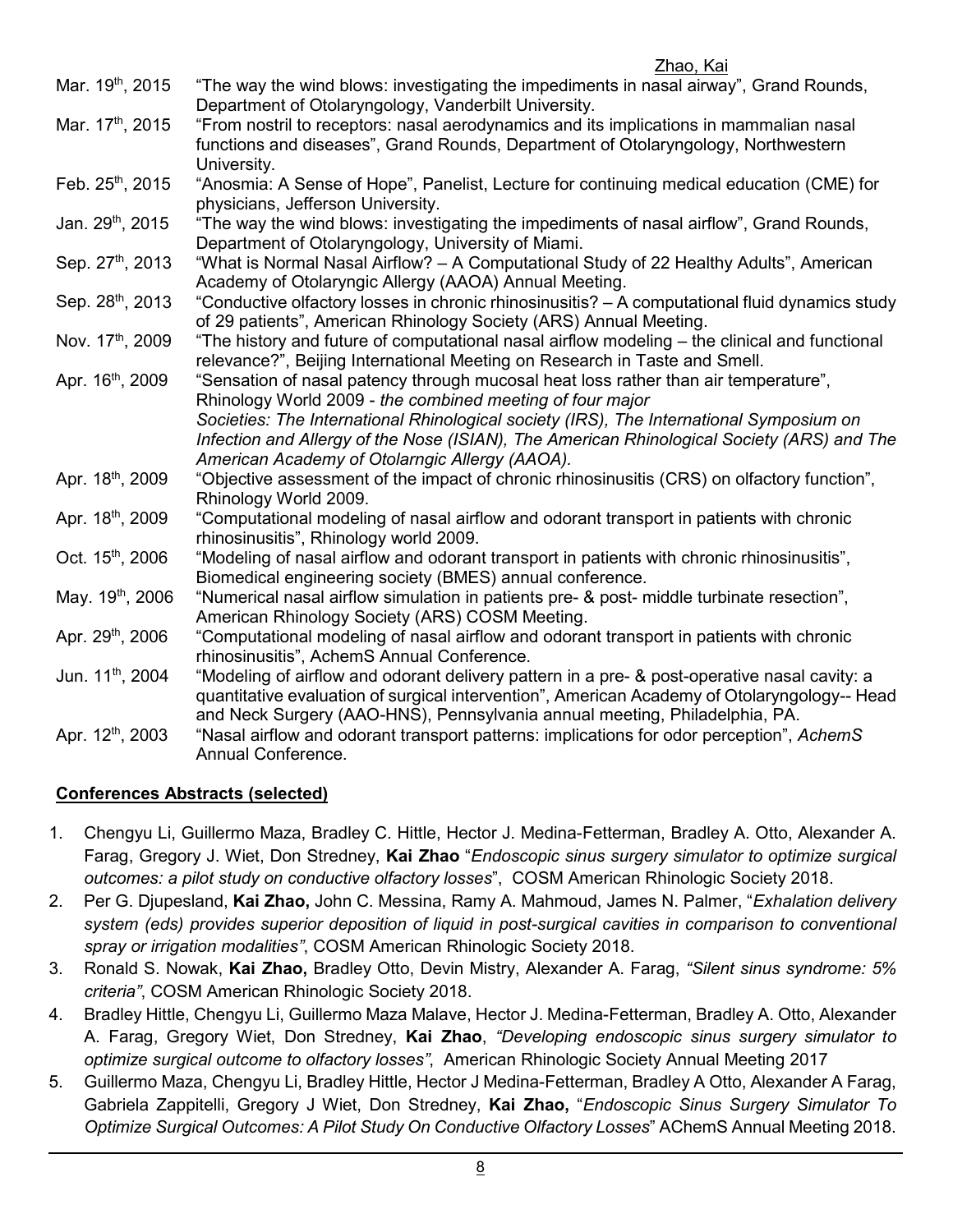| | |
|---|---|
| Mar. 19th, 2015 | "The way the wind blows: investigating the impediments in nasal airway", Grand Rounds, Department of Otolaryngology, Vanderbilt University. |
| Mar. 17th, 2015 | "From nostril to receptors: nasal aerodynamics and its implications in mammalian nasal functions and diseases", Grand Rounds, Department of Otolaryngology, Northwestern University. |
| Feb. 25th, 2015 | "Anosmia: A Sense of Hope", Panelist, Lecture for continuing medical education (CME) for physicians, Jefferson University. |
| Jan. 29th, 2015 | "The way the wind blows: investigating the impediments of nasal airflow", Grand Rounds, Department of Otolaryngology, University of Miami. |
| Sep. 27th, 2013 | "What is Normal Nasal Airflow? – A Computational Study of 22 Healthy Adults", American Academy of Otolaryngic Allergy (AAOA) Annual Meeting. |
| Sep. 28th, 2013 | "Conductive olfactory losses in chronic rhinosinusitis? – A computational fluid dynamics study of 29 patients", American Rhinology Society (ARS) Annual Meeting. |
| Nov. 17th, 2009 | "The history and future of computational nasal airflow modeling – the clinical and functional relevance?", Beijing International Meeting on Research in Taste and Smell. |
| Apr. 16th, 2009 | "Sensation of nasal patency through mucosal heat loss rather than air temperature", Rhinology World 2009 - *the combined meeting of four major Societies: The International Rhinological society (IRS), The International Symposium on Infection and Allergy of the Nose (ISIAN), The American Rhinological Society (ARS) and The American Academy of Otolarngic Allergy (AAOA).* |
| Apr. 18th, 2009 | "Objective assessment of the impact of chronic rhinosinusitis (CRS) on olfactory function", Rhinology World 2009. |
| Apr. 18th, 2009 | "Computational modeling of nasal airflow and odorant transport in patients with chronic rhinosinusitis", Rhinology world 2009. |
| Oct. 15th, 2006 | "Modeling of nasal airflow and odorant transport in patients with chronic rhinosinusitis", Biomedical engineering society (BMES) annual conference. |
| May. 19th, 2006 | "Numerical nasal airflow simulation in patients pre- & post- middle turbinate resection", American Rhinology Society (ARS) COSM Meeting. |
| Apr. 29th, 2006 | "Computational modeling of nasal airflow and odorant transport in patients with chronic rhinosinusitis", AchemS Annual Conference. |
| Jun. 11th, 2004 | "Modeling of airflow and odorant delivery pattern in a pre- & post-operative nasal cavity: a quantitative evaluation of surgical intervention", American Academy of Otolaryngology-- Head and Neck Surgery (AAO-HNS), Pennsylvania annual meeting, Philadelphia, PA. |
| Apr. 12th, 2003 | "Nasal airflow and odorant transport patterns: implications for odor perception", *AchemS* Annual Conference. |

## Conferences Abstracts (selected)

1. Chengyu Li, Guillermo Maza, Bradley C. Hittle, Hector J. Medina-Fetterman, Bradley A. Otto, Alexander A. Farag, Gregory J. Wiet, Don Stredney, **Kai Zhao** "*Endoscopic sinus surgery simulator to optimize surgical outcomes: a pilot study on conductive olfactory losses*", COSM American Rhinologic Society 2018.
2. Per G. Djupesland, **Kai Zhao,** John C. Messina, Ramy A. Mahmoud, James N. Palmer, "*Exhalation delivery system (eds) provides superior deposition of liquid in post-surgical cavities in comparison to conventional spray or irrigation modalities"*, COSM American Rhinologic Society 2018.
3. Ronald S. Nowak, **Kai Zhao,** Bradley Otto, Devin Mistry, Alexander A. Farag, *"Silent sinus syndrome: 5% criteria"*, COSM American Rhinologic Society 2018.
4. Bradley Hittle, Chengyu Li, Guillermo Maza Malave, Hector J. Medina-Fetterman, Bradley A. Otto, Alexander A. Farag, Gregory Wiet, Don Stredney, **Kai Zhao**, *"Developing endoscopic sinus surgery simulator to optimize surgical outcome to olfactory losses"*, American Rhinologic Society Annual Meeting 2017
5. Guillermo Maza, Chengyu Li, Bradley Hittle, Hector J Medina-Fetterman, Bradley A Otto, Alexander A Farag, Gabriela Zappitelli, Gregory J Wiet, Don Stredney, **Kai Zhao,** "*Endoscopic Sinus Surgery Simulator To Optimize Surgical Outcomes: A Pilot Study On Conductive Olfactory Losses*" AChemS Annual Meeting 2018.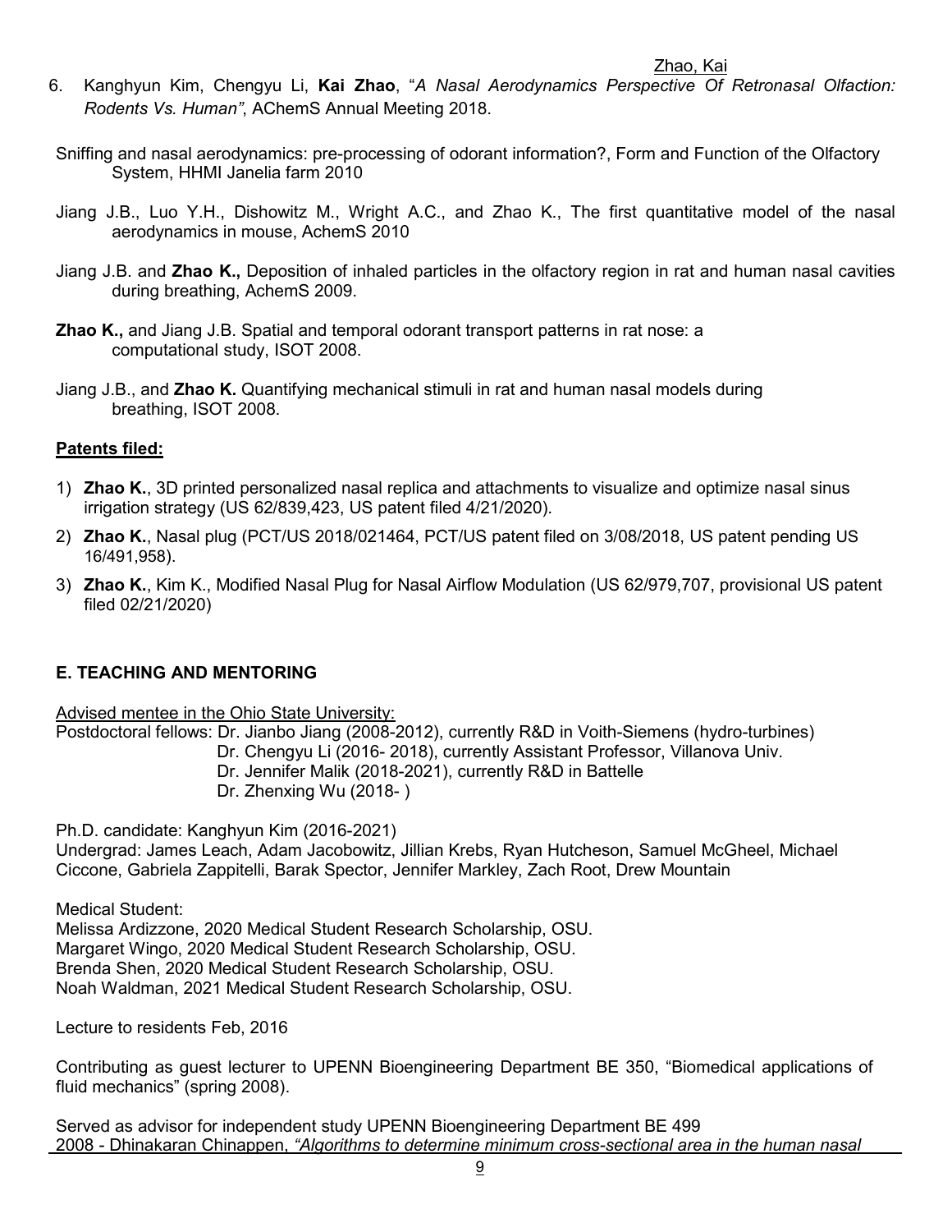6. Kanghyun Kim, Chengyu Li, **Kai Zhao**, "*A Nasal Aerodynamics Perspective Of Retronasal Olfaction: Rodents Vs. Human"*, AChemS Annual Meeting 2018.

Sniffing and nasal aerodynamics: pre-processing of odorant information?, Form and Function of the Olfactory System, HHMI Janelia farm 2010

Jiang J.B., Luo Y.H., Dishowitz M., Wright A.C., and Zhao K., The first quantitative model of the nasal aerodynamics in mouse, AchemS 2010

Jiang J.B. and **Zhao K.,** Deposition of inhaled particles in the olfactory region in rat and human nasal cavities during breathing, AchemS 2009.

**Zhao K.,** and Jiang J.B. Spatial and temporal odorant transport patterns in rat nose: a computational study, ISOT 2008.

Jiang J.B., and **Zhao K.** Quantifying mechanical stimuli in rat and human nasal models during breathing, ISOT 2008.

**Patents filed:**

1) **Zhao K.**, 3D printed personalized nasal replica and attachments to visualize and optimize nasal sinus irrigation strategy (US 62/839,423, US patent filed 4/21/2020).
2) **Zhao K.**, Nasal plug (PCT/US 2018/021464, PCT/US patent filed on 3/08/2018, US patent pending US 16/491,958).
3) **Zhao K.**, Kim K., Modified Nasal Plug for Nasal Airflow Modulation (US 62/979,707, provisional US patent filed 02/21/2020)

## E. TEACHING AND MENTORING

Advised mentee in the Ohio State University:

Postdoctoral fellows: Dr. Jianbo Jiang (2008-2012), currently R&D in Voith-Siemens (hydro-turbines)
Dr. Chengyu Li (2016- 2018), currently Assistant Professor, Villanova Univ.
Dr. Jennifer Malik (2018-2021), currently R&D in Battelle
Dr. Zhenxing Wu (2018- )

Ph.D. candidate: Kanghyun Kim (2016-2021)

Undergrad: James Leach, Adam Jacobowitz, Jillian Krebs, Ryan Hutcheson, Samuel McGheel, Michael Ciccone, Gabriela Zappitelli, Barak Spector, Jennifer Markley, Zach Root, Drew Mountain

Medical Student:
Melissa Ardizzone, 2020 Medical Student Research Scholarship, OSU.
Margaret Wingo, 2020 Medical Student Research Scholarship, OSU.
Brenda Shen, 2020 Medical Student Research Scholarship, OSU.
Noah Waldman, 2021 Medical Student Research Scholarship, OSU.

Lecture to residents Feb, 2016

Contributing as guest lecturer to UPENN Bioengineering Department BE 350, "Biomedical applications of fluid mechanics" (spring 2008).

Served as advisor for independent study UPENN Bioengineering Department BE 499
2008 - Dhinakaran Chinappen, *"Algorithms to determine minimum cross-sectional area in the human nasal*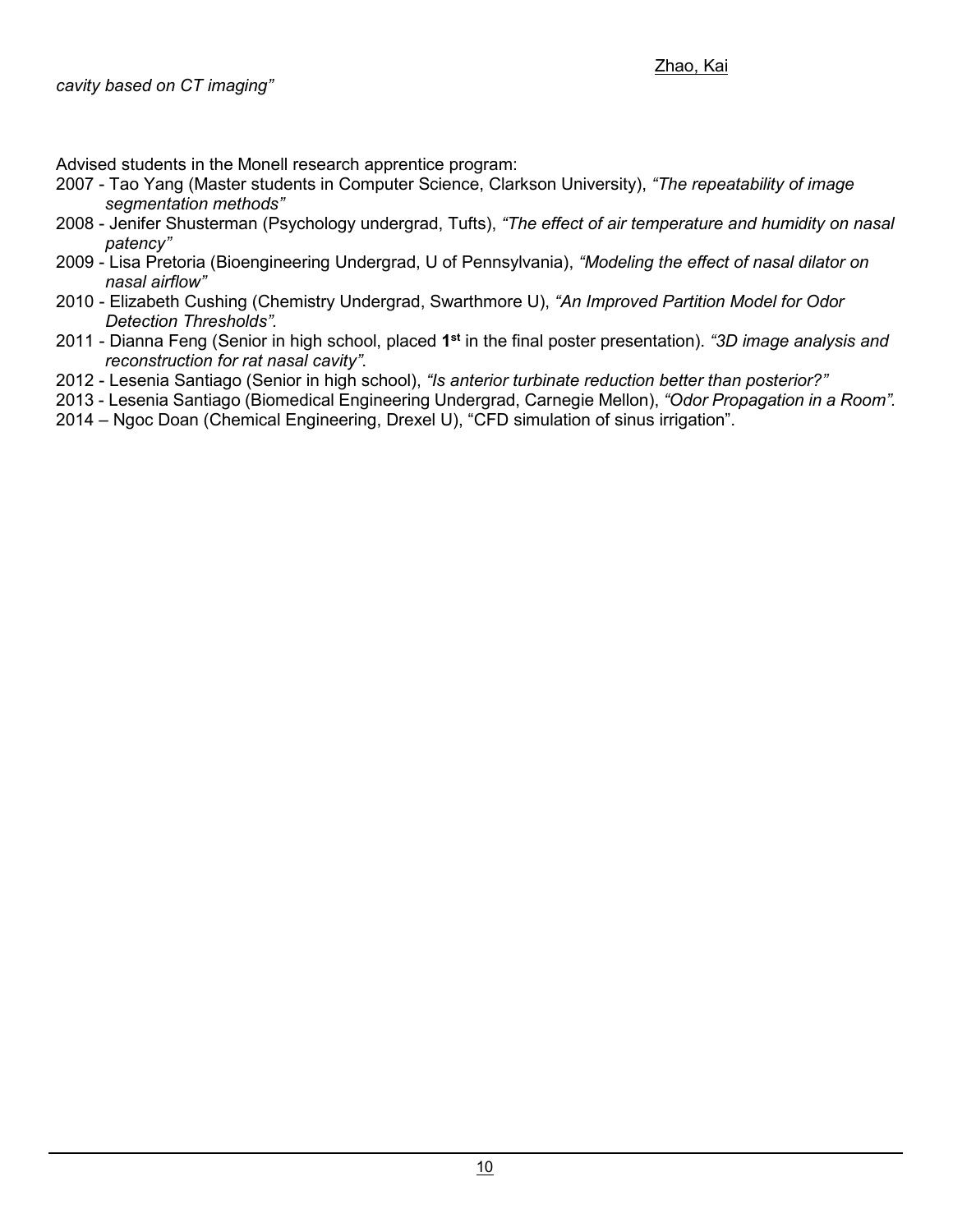*cavity based on CT imaging"*

Advised students in the Monell research apprentice program:

2007 - Tao Yang (Master students in Computer Science, Clarkson University), *"The repeatability of image segmentation methods"*

2008 - Jenifer Shusterman (Psychology undergrad, Tufts), *"The effect of air temperature and humidity on nasal patency"*

2009 - Lisa Pretoria (Bioengineering Undergrad, U of Pennsylvania), *"Modeling the effect of nasal dilator on nasal airflow"*

2010 - Elizabeth Cushing (Chemistry Undergrad, Swarthmore U), *"An Improved Partition Model for Odor Detection Thresholds".*

2011 - Dianna Feng (Senior in high school, placed **1st** in the final poster presentation). *"3D image analysis and reconstruction for rat nasal cavity".*

2012 - Lesenia Santiago (Senior in high school), *"Is anterior turbinate reduction better than posterior?"*

2013 - Lesenia Santiago (Biomedical Engineering Undergrad, Carnegie Mellon), *"Odor Propagation in a Room".*

2014 – Ngoc Doan (Chemical Engineering, Drexel U), "CFD simulation of sinus irrigation".